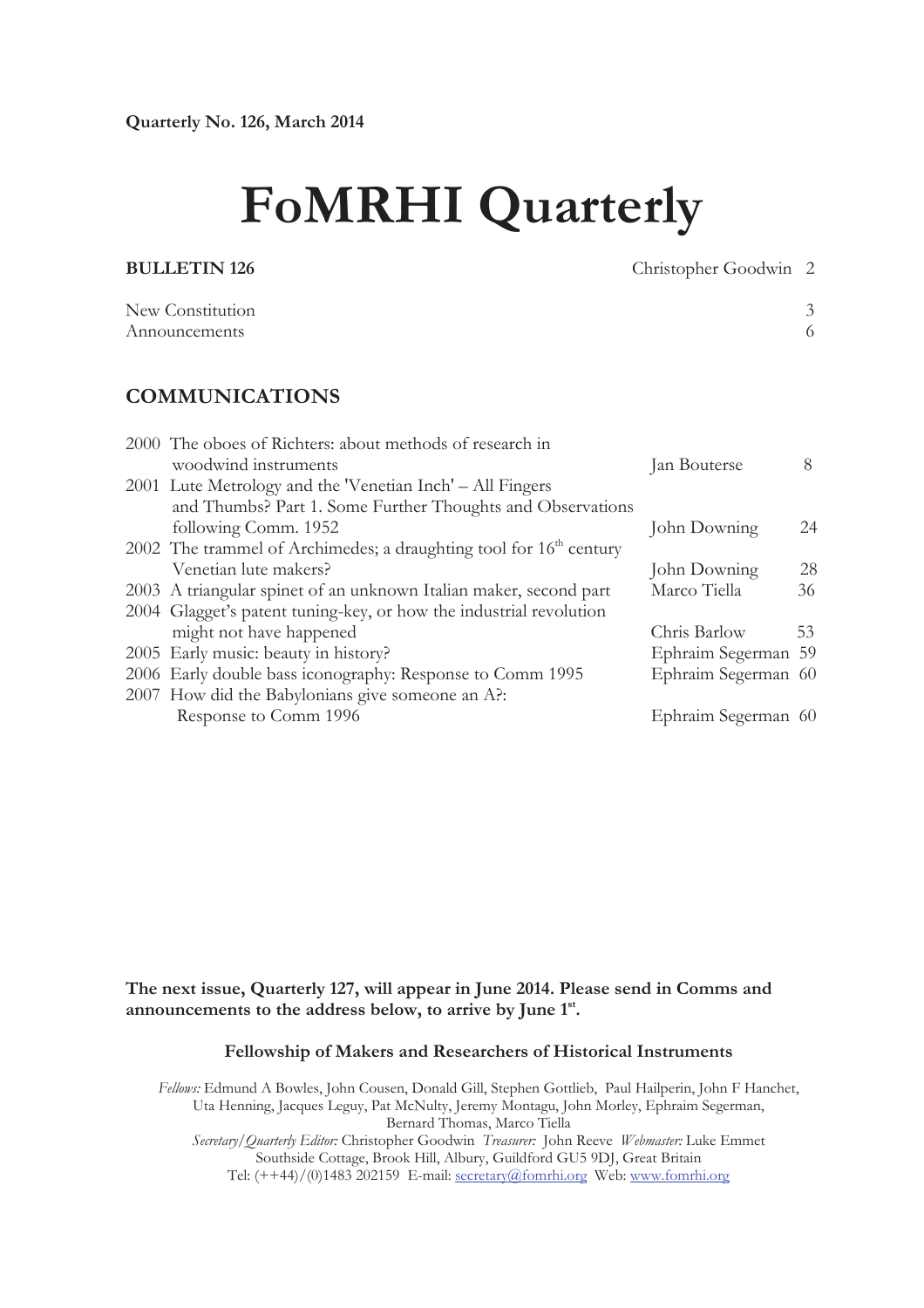**Quarterly No. 126, March 2014**

# FoMRHI Quarterly

| | | |
|---|---|---|
| **BULLETIN 126** | Christopher Goodwin | 2 |
| New Constitution | | 3 |
| Announcements | | 6 |

## COMMUNICATIONS

| | | | |
|---|---|---|---|
| 2000 | The oboes of Richters: about methods of research in woodwind instruments | Jan Bouterse | 8 |
| 2001 | Lute Metrology and the 'Venetian Inch' – All Fingers and Thumbs? Part 1. Some Further Thoughts and Observations following Comm. 1952 | John Downing | 24 |
| 2002 | The trammel of Archimedes; a draughting tool for 16th century Venetian lute makers? | John Downing | 28 |
| 2003 | A triangular spinet of an unknown Italian maker, second part | Marco Tiella | 36 |
| 2004 | Glagget's patent tuning-key, or how the industrial revolution might not have happened | Chris Barlow | 53 |
| 2005 | Early music: beauty in history? | Ephraim Segerman | 59 |
| 2006 | Early double bass iconography: Response to Comm 1995 | Ephraim Segerman | 60 |
| 2007 | How did the Babylonians give someone an A?: Response to Comm 1996 | Ephraim Segerman | 60 |

**The next issue, Quarterly 127, will appear in June 2014. Please send in Comms and announcements to the address below, to arrive by June 1st.**

**Fellowship of Makers and Researchers of Historical Instruments**

*Fellows:* Edmund A Bowles, John Cousen, Donald Gill, Stephen Gottlieb, Paul Hailperin, John F Hanchet, Uta Henning, Jacques Leguy, Pat McNulty, Jeremy Montagu, John Morley, Ephraim Segerman, Bernard Thomas, Marco Tiella

*Secretary/Quarterly Editor:* Christopher Goodwin *Treasurer:* John Reeve *Webmaster:* Luke Emmet

Southside Cottage, Brook Hill, Albury, Guildford GU5 9DJ, Great Britain

Tel: (++44)/(0)1483 202159 E-mail: secretary@fomrhi.org Web: www.fomrhi.org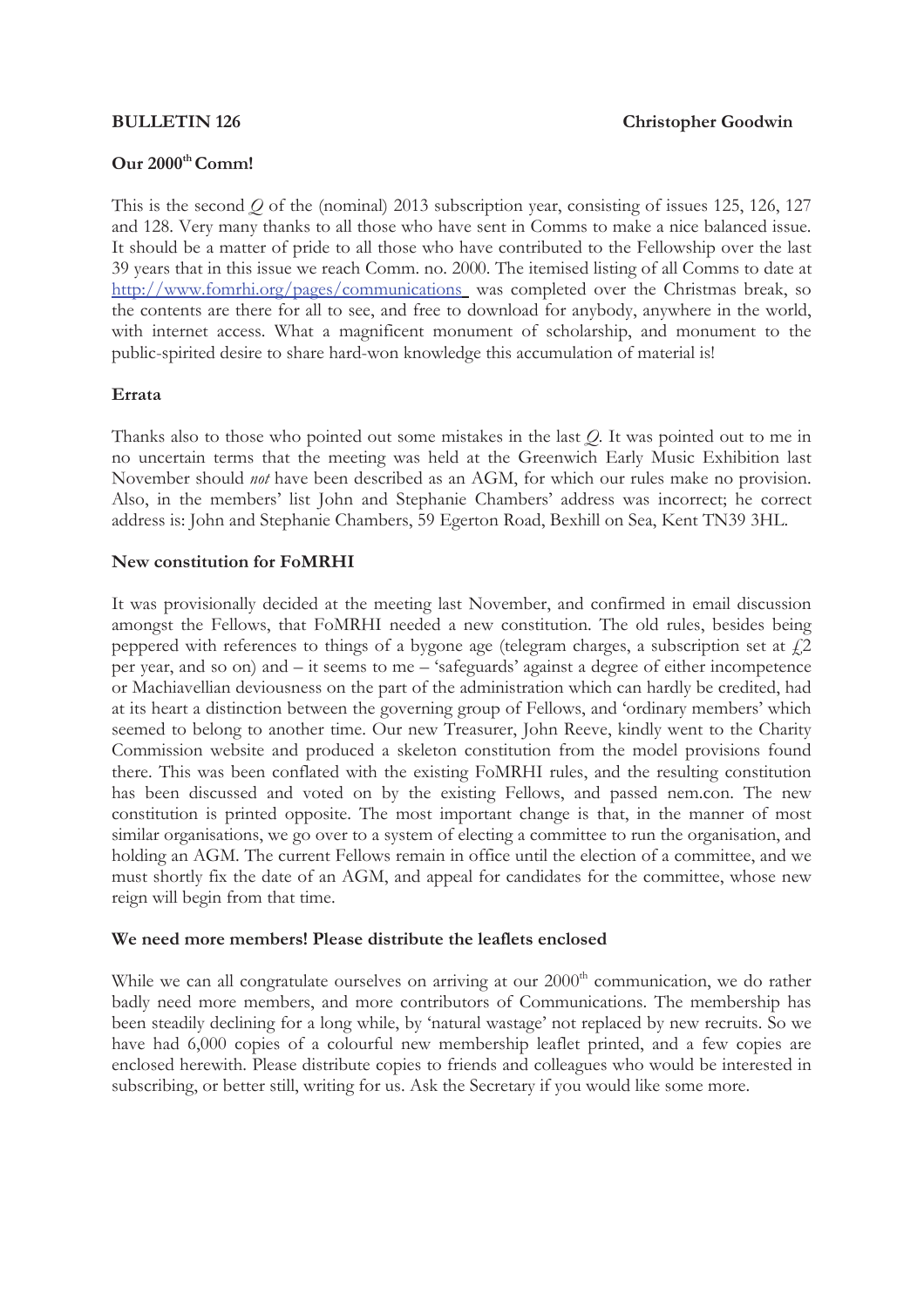**BULLETIN 126** **Christopher Goodwin**

## Our 2000th Comm!

This is the second *Q* of the (nominal) 2013 subscription year, consisting of issues 125, 126, 127 and 128. Very many thanks to all those who have sent in Comms to make a nice balanced issue. It should be a matter of pride to all those who have contributed to the Fellowship over the last 39 years that in this issue we reach Comm. no. 2000. The itemised listing of all Comms to date at http://www.fomrhi.org/pages/communications was completed over the Christmas break, so the contents are there for all to see, and free to download for anybody, anywhere in the world, with internet access. What a magnificent monument of scholarship, and monument to the public-spirited desire to share hard-won knowledge this accumulation of material is!

## Errata

Thanks also to those who pointed out some mistakes in the last *Q*. It was pointed out to me in no uncertain terms that the meeting was held at the Greenwich Early Music Exhibition last November should *not* have been described as an AGM, for which our rules make no provision. Also, in the members' list John and Stephanie Chambers' address was incorrect; he correct address is: John and Stephanie Chambers, 59 Egerton Road, Bexhill on Sea, Kent TN39 3HL.

## New constitution for FoMRHI

It was provisionally decided at the meeting last November, and confirmed in email discussion amongst the Fellows, that FoMRHI needed a new constitution. The old rules, besides being peppered with references to things of a bygone age (telegram charges, a subscription set at £2 per year, and so on) and – it seems to me – 'safeguards' against a degree of either incompetence or Machiavellian deviousness on the part of the administration which can hardly be credited, had at its heart a distinction between the governing group of Fellows, and 'ordinary members' which seemed to belong to another time. Our new Treasurer, John Reeve, kindly went to the Charity Commission website and produced a skeleton constitution from the model provisions found there. This was been conflated with the existing FoMRHI rules, and the resulting constitution has been discussed and voted on by the existing Fellows, and passed nem.con. The new constitution is printed opposite. The most important change is that, in the manner of most similar organisations, we go over to a system of electing a committee to run the organisation, and holding an AGM. The current Fellows remain in office until the election of a committee, and we must shortly fix the date of an AGM, and appeal for candidates for the committee, whose new reign will begin from that time.

## We need more members! Please distribute the leaflets enclosed

While we can all congratulate ourselves on arriving at our 2000th communication, we do rather badly need more members, and more contributors of Communications. The membership has been steadily declining for a long while, by 'natural wastage' not replaced by new recruits. So we have had 6,000 copies of a colourful new membership leaflet printed, and a few copies are enclosed herewith. Please distribute copies to friends and colleagues who would be interested in subscribing, or better still, writing for us. Ask the Secretary if you would like some more.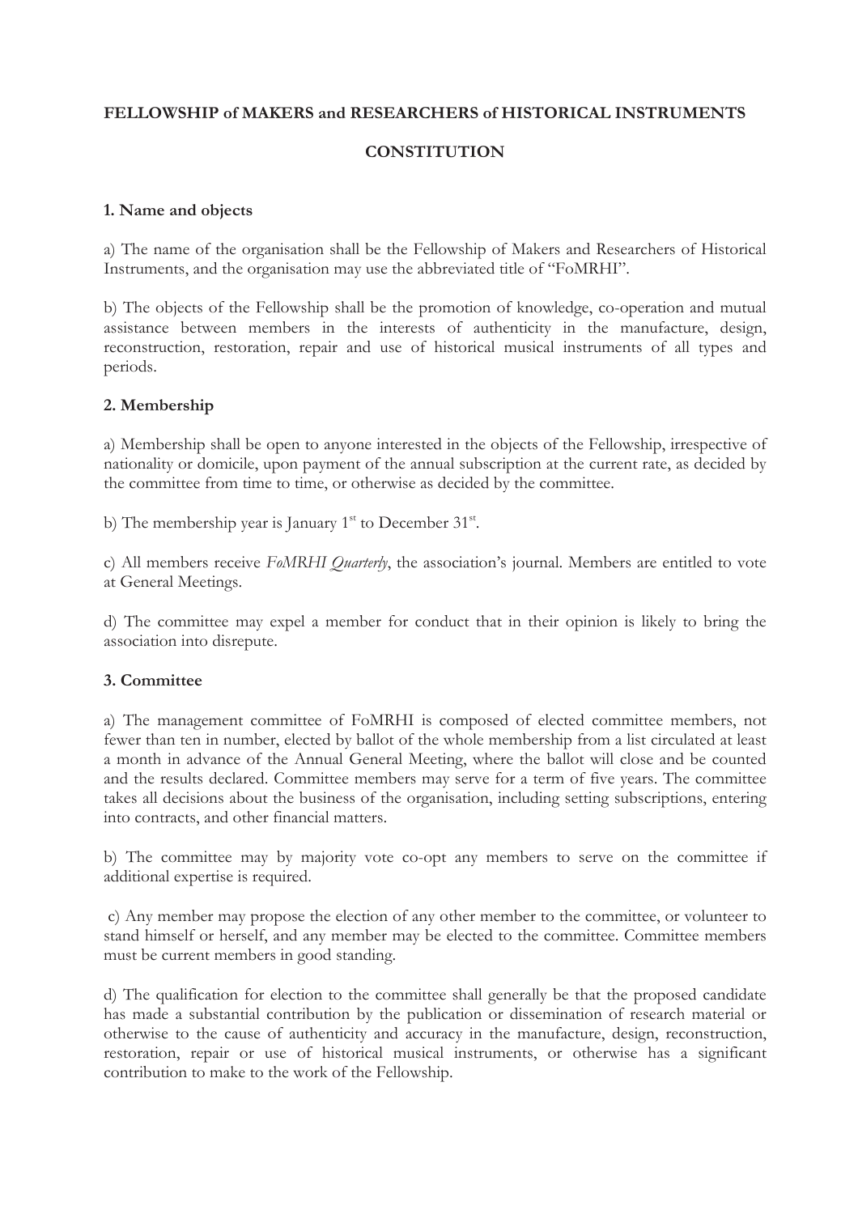**FELLOWSHIP of MAKERS and RESEARCHERS of HISTORICAL INSTRUMENTS**

**CONSTITUTION**

**1. Name and objects**

a) The name of the organisation shall be the Fellowship of Makers and Researchers of Historical Instruments, and the organisation may use the abbreviated title of "FoMRHI".

b) The objects of the Fellowship shall be the promotion of knowledge, co-operation and mutual assistance between members in the interests of authenticity in the manufacture, design, reconstruction, restoration, repair and use of historical musical instruments of all types and periods.

**2. Membership**

a) Membership shall be open to anyone interested in the objects of the Fellowship, irrespective of nationality or domicile, upon payment of the annual subscription at the current rate, as decided by the committee from time to time, or otherwise as decided by the committee.

b) The membership year is January 1st to December 31st.

c) All members receive *FoMRHI Quarterly*, the association's journal. Members are entitled to vote at General Meetings.

d) The committee may expel a member for conduct that in their opinion is likely to bring the association into disrepute.

**3. Committee**

a) The management committee of FoMRHI is composed of elected committee members, not fewer than ten in number, elected by ballot of the whole membership from a list circulated at least a month in advance of the Annual General Meeting, where the ballot will close and be counted and the results declared. Committee members may serve for a term of five years. The committee takes all decisions about the business of the organisation, including setting subscriptions, entering into contracts, and other financial matters.

b) The committee may by majority vote co-opt any members to serve on the committee if additional expertise is required.

c) Any member may propose the election of any other member to the committee, or volunteer to stand himself or herself, and any member may be elected to the committee. Committee members must be current members in good standing.

d) The qualification for election to the committee shall generally be that the proposed candidate has made a substantial contribution by the publication or dissemination of research material or otherwise to the cause of authenticity and accuracy in the manufacture, design, reconstruction, restoration, repair or use of historical musical instruments, or otherwise has a significant contribution to make to the work of the Fellowship.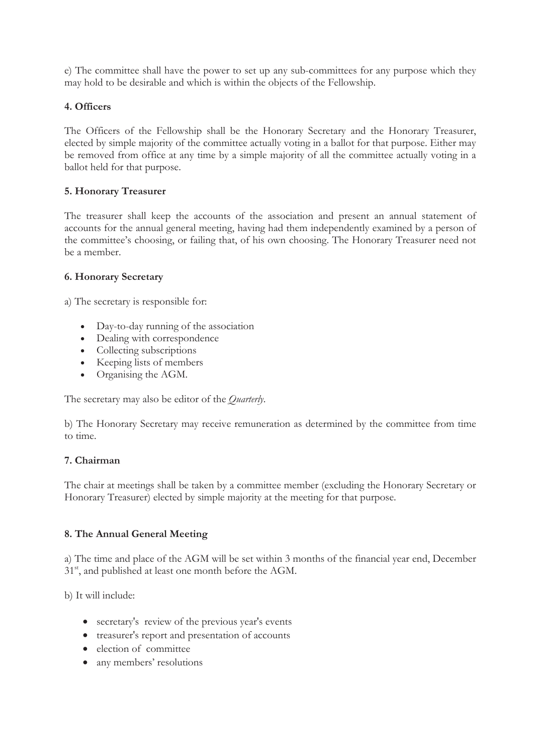e) The committee shall have the power to set up any sub-committees for any purpose which they may hold to be desirable and which is within the objects of the Fellowship.

**4. Officers**

The Officers of the Fellowship shall be the Honorary Secretary and the Honorary Treasurer, elected by simple majority of the committee actually voting in a ballot for that purpose. Either may be removed from office at any time by a simple majority of all the committee actually voting in a ballot held for that purpose.

**5. Honorary Treasurer**

The treasurer shall keep the accounts of the association and present an annual statement of accounts for the annual general meeting, having had them independently examined by a person of the committee's choosing, or failing that, of his own choosing. The Honorary Treasurer need not be a member.

**6. Honorary Secretary**

a) The secretary is responsible for:

- Day-to-day running of the association
- Dealing with correspondence
- Collecting subscriptions
- Keeping lists of members
- Organising the AGM.

The secretary may also be editor of the *Quarterly*.

b) The Honorary Secretary may receive remuneration as determined by the committee from time to time.

**7. Chairman**

The chair at meetings shall be taken by a committee member (excluding the Honorary Secretary or Honorary Treasurer) elected by simple majority at the meeting for that purpose.

**8. The Annual General Meeting**

a) The time and place of the AGM will be set within 3 months of the financial year end, December 31st, and published at least one month before the AGM.

b) It will include:

- secretary's review of the previous year's events
- treasurer's report and presentation of accounts
- election of committee
- any members' resolutions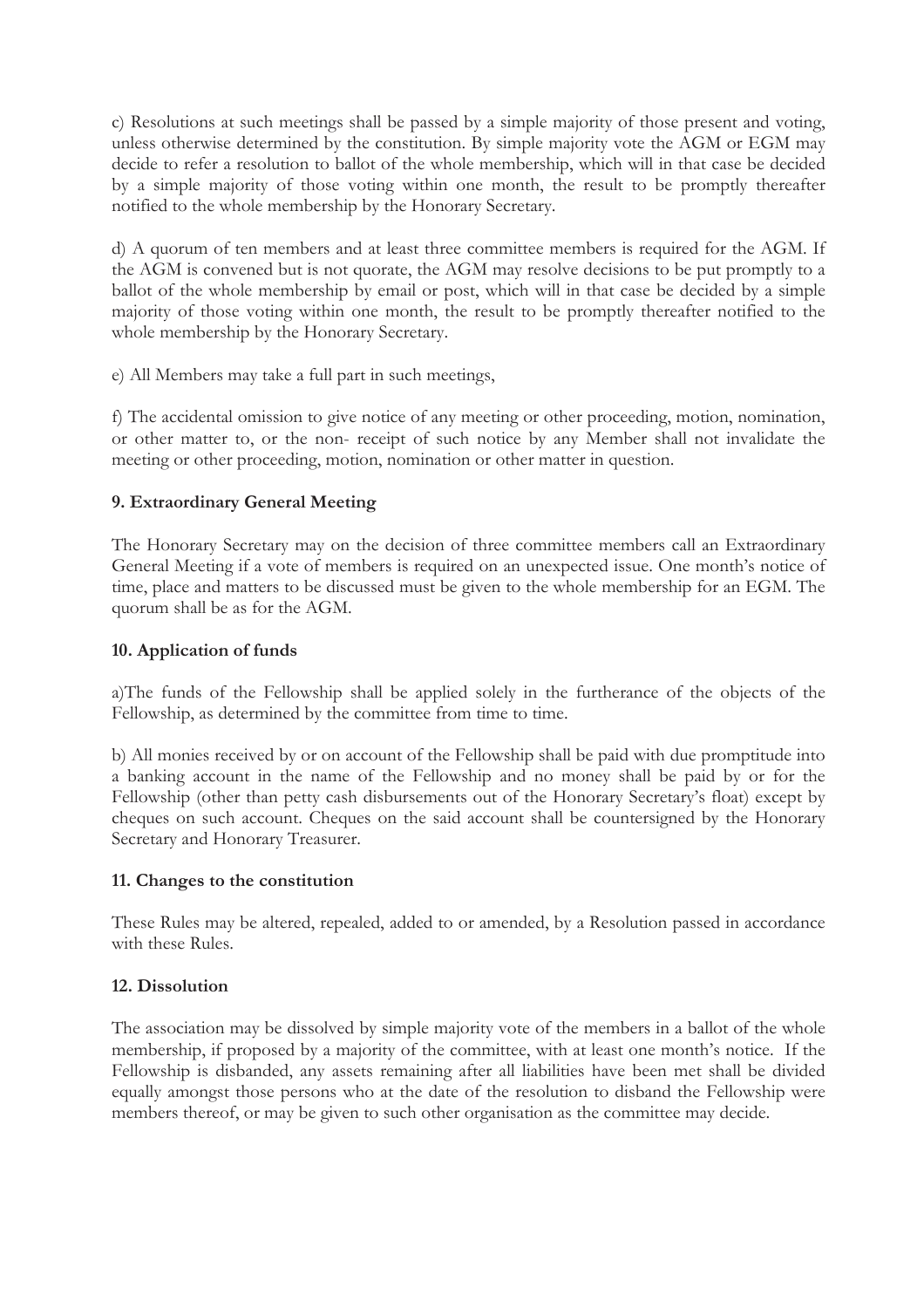c) Resolutions at such meetings shall be passed by a simple majority of those present and voting, unless otherwise determined by the constitution. By simple majority vote the AGM or EGM may decide to refer a resolution to ballot of the whole membership, which will in that case be decided by a simple majority of those voting within one month, the result to be promptly thereafter notified to the whole membership by the Honorary Secretary.

d) A quorum of ten members and at least three committee members is required for the AGM. If the AGM is convened but is not quorate, the AGM may resolve decisions to be put promptly to a ballot of the whole membership by email or post, which will in that case be decided by a simple majority of those voting within one month, the result to be promptly thereafter notified to the whole membership by the Honorary Secretary.

e) All Members may take a full part in such meetings,

f) The accidental omission to give notice of any meeting or other proceeding, motion, nomination, or other matter to, or the non- receipt of such notice by any Member shall not invalidate the meeting or other proceeding, motion, nomination or other matter in question.

**9. Extraordinary General Meeting**

The Honorary Secretary may on the decision of three committee members call an Extraordinary General Meeting if a vote of members is required on an unexpected issue. One month's notice of time, place and matters to be discussed must be given to the whole membership for an EGM. The quorum shall be as for the AGM.

**10. Application of funds**

a)The funds of the Fellowship shall be applied solely in the furtherance of the objects of the Fellowship, as determined by the committee from time to time.

b) All monies received by or on account of the Fellowship shall be paid with due promptitude into a banking account in the name of the Fellowship and no money shall be paid by or for the Fellowship (other than petty cash disbursements out of the Honorary Secretary's float) except by cheques on such account. Cheques on the said account shall be countersigned by the Honorary Secretary and Honorary Treasurer.

**11. Changes to the constitution**

These Rules may be altered, repealed, added to or amended, by a Resolution passed in accordance with these Rules.

**12. Dissolution**

The association may be dissolved by simple majority vote of the members in a ballot of the whole membership, if proposed by a majority of the committee, with at least one month's notice. If the Fellowship is disbanded, any assets remaining after all liabilities have been met shall be divided equally amongst those persons who at the date of the resolution to disband the Fellowship were members thereof, or may be given to such other organisation as the committee may decide.